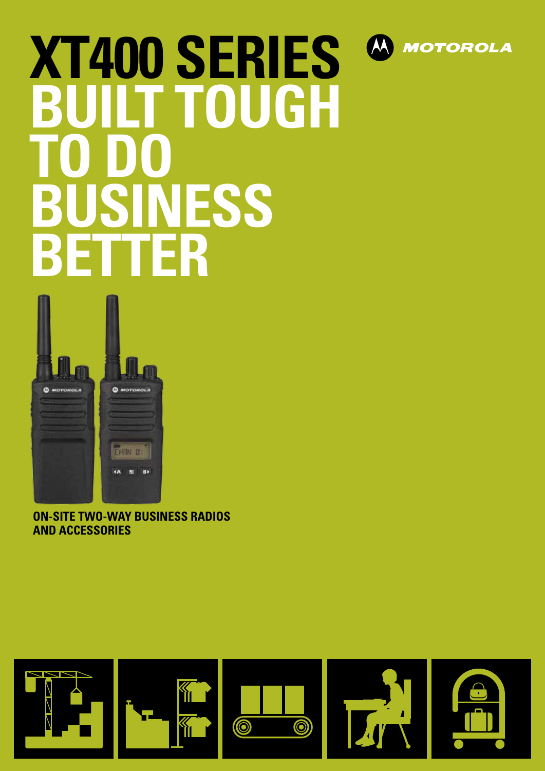# XT400 SERIES BUILT TOUGH TO DO BUSINESS BETTER

MOTOROLA

**ON-SITE TWO-WAY BUSINESS RADIOS AND ACCESSORIES**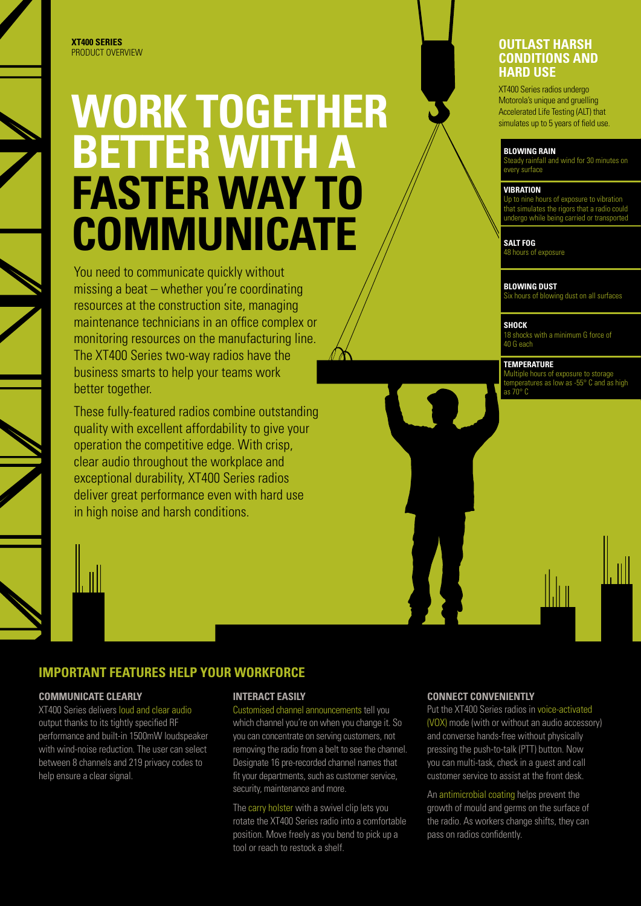**XT400 SERIES**
PRODUCT OVERVIEW

# WORK TOGETHER BETTER WITH A FASTER WAY TO COMMUNICATE

You need to communicate quickly without missing a beat – whether you're coordinating resources at the construction site, managing maintenance technicians in an office complex or monitoring resources on the manufacturing line. The XT400 Series two-way radios have the business smarts to help your teams work better together.

These fully-featured radios combine outstanding quality with excellent affordability to give your operation the competitive edge. With crisp, clear audio throughout the workplace and exceptional durability, XT400 Series radios deliver great performance even with hard use in high noise and harsh conditions.

## OUTLAST HARSH CONDITIONS AND HARD USE

XT400 Series radios undergo Motorola's unique and gruelling Accelerated Life Testing (ALT) that simulates up to 5 years of field use.

**BLOWING RAIN**
Steady rainfall and wind for 30 minutes on every surface

**VIBRATION**
Up to nine hours of exposure to vibration that simulates the rigors that a radio could undergo while being carried or transported

**SALT FOG**
48 hours of exposure

**BLOWING DUST**
Six hours of blowing dust on all surfaces

**SHOCK**
18 shocks with a minimum G force of 40 G each

**TEMPERATURE**
Multiple hours of exposure to storage temperatures as low as -55° C and as high as 70° C

## IMPORTANT FEATURES HELP YOUR WORKFORCE

### COMMUNICATE CLEARLY

XT400 Series delivers loud and clear audio output thanks to its tightly specified RF performance and built-in 1500mW loudspeaker with wind-noise reduction. The user can select between 8 channels and 219 privacy codes to help ensure a clear signal.

### INTERACT EASILY

Customised channel announcements tell you which channel you're on when you change it. So you can concentrate on serving customers, not removing the radio from a belt to see the channel. Designate 16 pre-recorded channel names that fit your departments, such as customer service, security, maintenance and more.

The carry holster with a swivel clip lets you rotate the XT400 Series radio into a comfortable position. Move freely as you bend to pick up a tool or reach to restock a shelf.

### CONNECT CONVENIENTLY

Put the XT400 Series radios in voice-activated (VOX) mode (with or without an audio accessory) and converse hands-free without physically pressing the push-to-talk (PTT) button. Now you can multi-task, check in a guest and call customer service to assist at the front desk.

An antimicrobial coating helps prevent the growth of mould and germs on the surface of the radio. As workers change shifts, they can pass on radios confidently.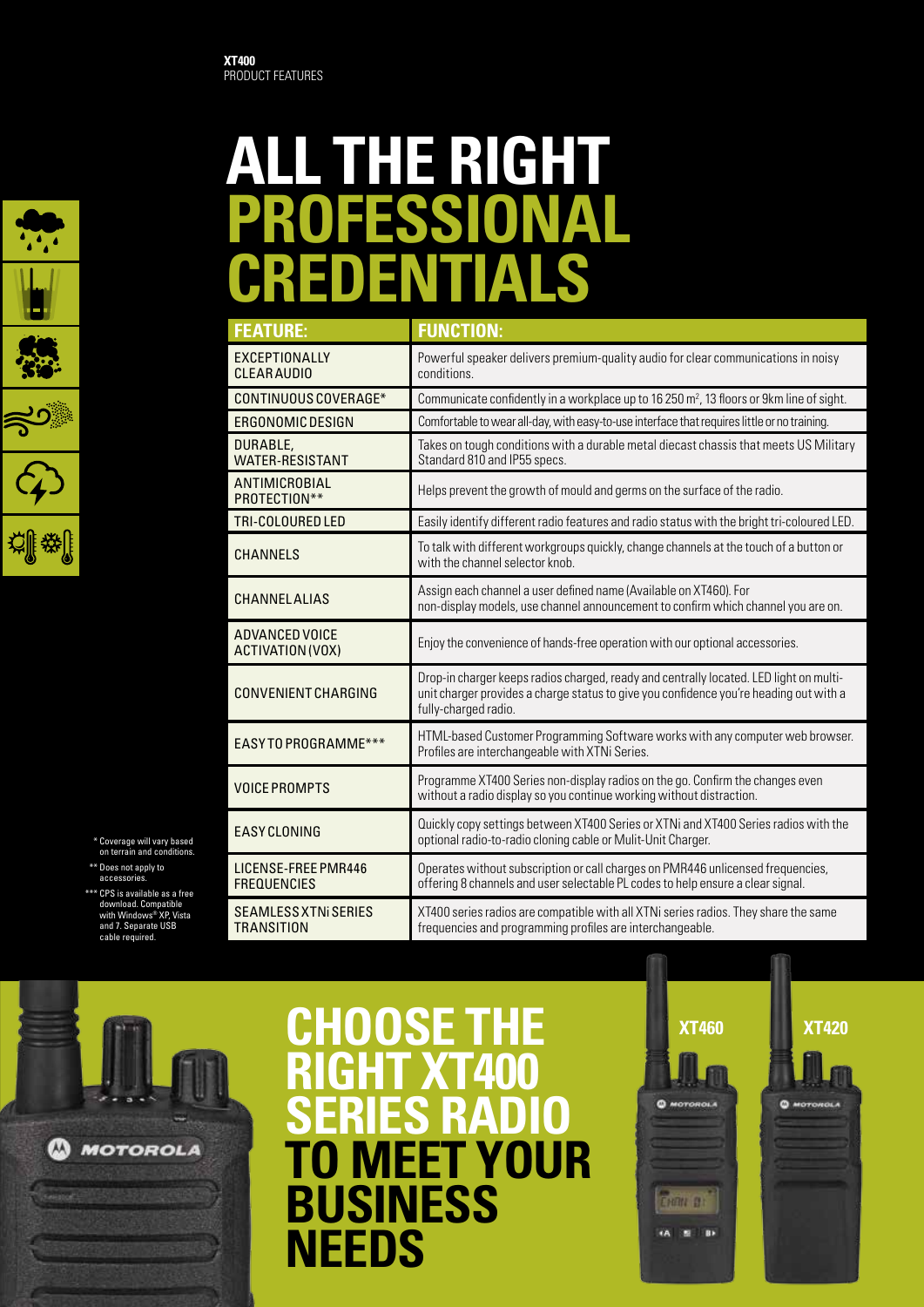# ALL THE RIGHT PROFESSIONAL CREDENTIALS

| FEATURE: | FUNCTION: |
| --- | --- |
| EXCEPTIONALLY CLEAR AUDIO | Powerful speaker delivers premium-quality audio for clear communications in noisy conditions. |
| CONTINUOUS COVERAGE* | Communicate confidently in a workplace up to 16 250 m², 13 floors or 9km line of sight. |
| ERGONOMIC DESIGN | Comfortable to wear all-day, with easy-to-use interface that requires little or no training. |
| DURABLE, WATER-RESISTANT | Takes on tough conditions with a durable metal diecast chassis that meets US Military Standard 810 and IP55 specs. |
| ANTIMICROBIAL PROTECTION** | Helps prevent the growth of mould and germs on the surface of the radio. |
| TRI-COLOURED LED | Easily identify different radio features and radio status with the bright tri-coloured LED. |
| CHANNELS | To talk with different workgroups quickly, change channels at the touch of a button or with the channel selector knob. |
| CHANNEL ALIAS | Assign each channel a user defined name (Available on XT460). For non-display models, use channel announcement to confirm which channel you are on. |
| ADVANCED VOICE ACTIVATION (VOX) | Enjoy the convenience of hands-free operation with our optional accessories. |
| CONVENIENT CHARGING | Drop-in charger keeps radios charged, ready and centrally located. LED light on multi-unit charger provides a charge status to give you confidence you're heading out with a fully-charged radio. |
| EASY TO PROGRAMME*** | HTML-based Customer Programming Software works with any computer web browser. Profiles are interchangeable with XTNi Series. |
| VOICE PROMPTS | Programme XT400 Series non-display radios on the go. Confirm the changes even without a radio display so you continue working without distraction. |
| EASY CLONING | Quickly copy settings between XT400 Series or XTNi and XT400 Series radios with the optional radio-to-radio cloning cable or Mulit-Unit Charger. |
| LICENSE-FREE PMR446 FREQUENCIES | Operates without subscription or call charges on PMR446 unlicensed frequencies, offering 8 channels and user selectable PL codes to help ensure a clear signal. |
| SEAMLESS XTNi SERIES TRANSITION | XT400 series radios are compatible with all XTNi series radios. They share the same frequencies and programming profiles are interchangeable. |

\* Coverage will vary based on terrain and conditions.

\** Does not apply to accessories.

\*** CPS is available as a free download. Compatible with Windows® XP, Vista and 7. Separate USB cable required.

## CHOOSE THE RIGHT XT400 SERIES RADIO TO MEET YOUR BUSINESS NEEDS

XT460

XT420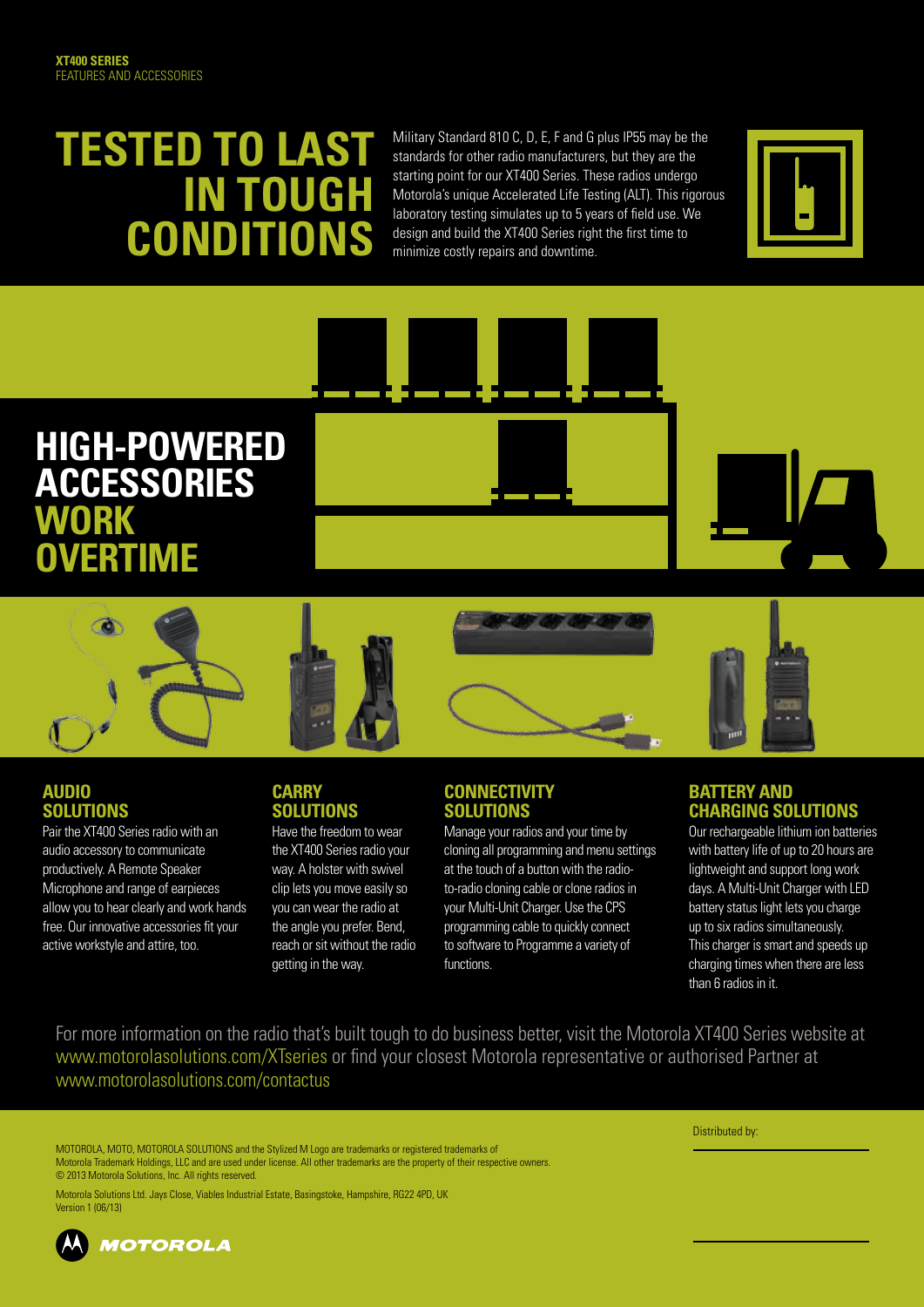**XT400 SERIES**
FEATURES AND ACCESSORIES

# TESTED TO LAST IN TOUGH CONDITIONS

Military Standard 810 C, D, E, F and G plus IP55 may be the standards for other radio manufacturers, but they are the starting point for our XT400 Series. These radios undergo Motorola's unique Accelerated Life Testing (ALT). This rigorous laboratory testing simulates up to 5 years of field use. We design and build the XT400 Series right the first time to minimize costly repairs and downtime.

# HIGH-POWERED ACCESSORIES WORK OVERTIME

## AUDIO SOLUTIONS

Pair the XT400 Series radio with an audio accessory to communicate productively. A Remote Speaker Microphone and range of earpieces allow you to hear clearly and work hands free. Our innovative accessories fit your active workstyle and attire, too.

## CARRY SOLUTIONS

Have the freedom to wear the XT400 Series radio your way. A holster with swivel clip lets you move easily so you can wear the radio at the angle you prefer. Bend, reach or sit without the radio getting in the way.

## CONNECTIVITY SOLUTIONS

Manage your radios and your time by cloning all programming and menu settings at the touch of a button with the radio-to-radio cloning cable or clone radios in your Multi-Unit Charger. Use the CPS programming cable to quickly connect to software to Programme a variety of functions.

## BATTERY AND CHARGING SOLUTIONS

Our rechargeable lithium ion batteries with battery life of up to 20 hours are lightweight and support long work days. A Multi-Unit Charger with LED battery status light lets you charge up to six radios simultaneously. This charger is smart and speeds up charging times when there are less than 6 radios in it.

For more information on the radio that's built tough to do business better, visit the Motorola XT400 Series website at www.motorolasolutions.com/XTseries or find your closest Motorola representative or authorised Partner at www.motorolasolutions.com/contactus

MOTOROLA, MOTO, MOTOROLA SOLUTIONS and the Stylized M Logo are trademarks or registered trademarks of Motorola Trademark Holdings, LLC and are used under license. All other trademarks are the property of their respective owners. © 2013 Motorola Solutions, Inc. All rights reserved.

Motorola Solutions Ltd. Jays Close, Viables Industrial Estate, Basingstoke, Hampshire, RG22 4PD, UK
Version 1 (06/13)

Distributed by:

MOTOROLA